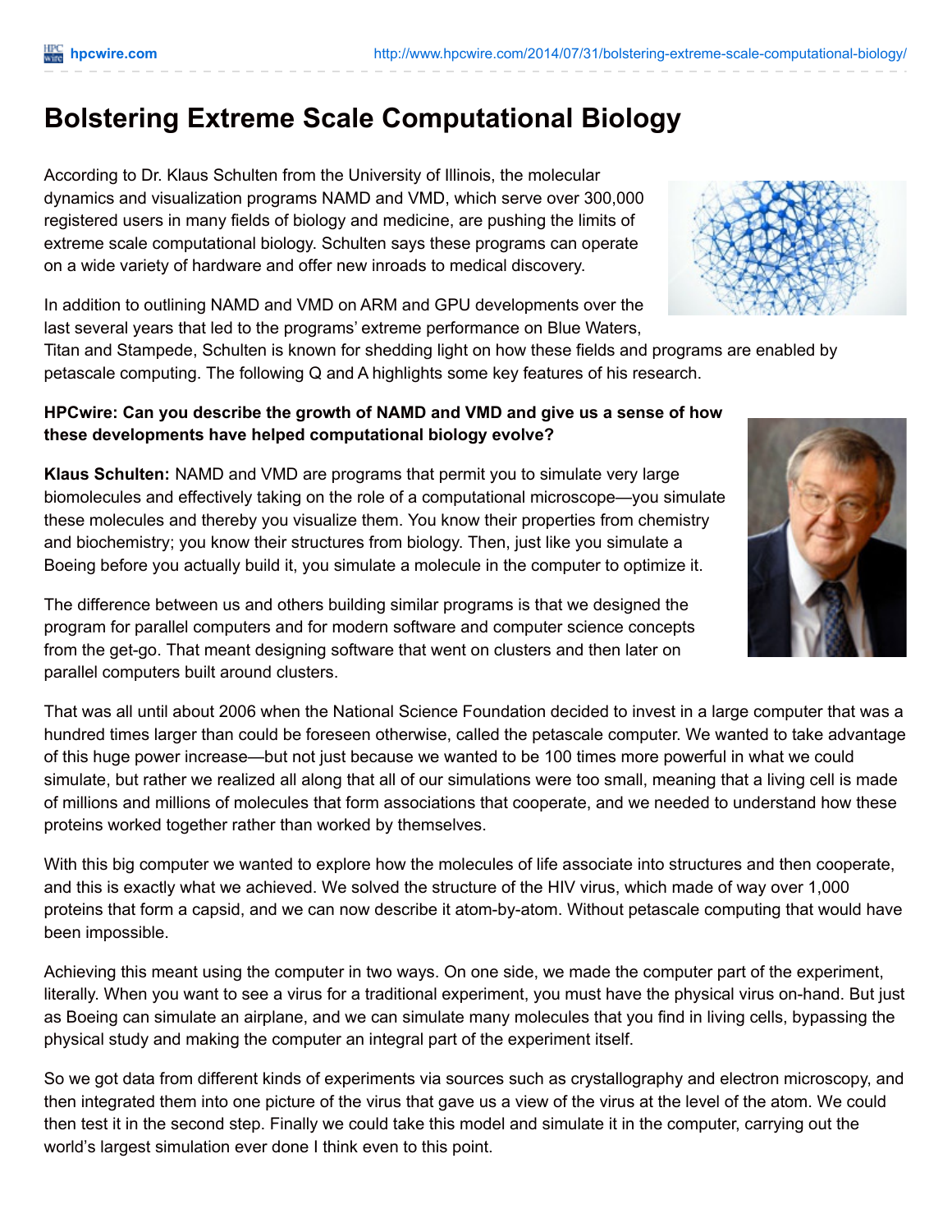# Bolstering Extreme Scale Computational Biology

According to Dr. Klaus Schulten from the University of Illinois, the molecular dynamics and visualization programs NAMD and VMD, which serve over 300,000 registered users in many fields of biology and medicine, are pushing the limits of extreme scale computational biology. Schulten says these programs can operate on a wide variety of hardware and offer new inroads to medical discovery.

In addition to outlining NAMD and VMD on ARM and GPU developments over the last several years that led to the programs' extreme performance on Blue Waters, Titan and Stampede, Schulten is known for shedding light on how these fields and programs are enabled by petascale computing. The following Q and A highlights some key features of his research.

**HPCwire: Can you describe the growth of NAMD and VMD and give us a sense of how these developments have helped computational biology evolve?**

**Klaus Schulten:** NAMD and VMD are programs that permit you to simulate very large biomolecules and effectively taking on the role of a computational microscope—you simulate these molecules and thereby you visualize them. You know their properties from chemistry and biochemistry; you know their structures from biology. Then, just like you simulate a Boeing before you actually build it, you simulate a molecule in the computer to optimize it.

The difference between us and others building similar programs is that we designed the program for parallel computers and for modern software and computer science concepts from the get-go. That meant designing software that went on clusters and then later on parallel computers built around clusters.

That was all until about 2006 when the National Science Foundation decided to invest in a large computer that was a hundred times larger than could be foreseen otherwise, called the petascale computer. We wanted to take advantage of this huge power increase—but not just because we wanted to be 100 times more powerful in what we could simulate, but rather we realized all along that all of our simulations were too small, meaning that a living cell is made of millions and millions of molecules that form associations that cooperate, and we needed to understand how these proteins worked together rather than worked by themselves.

With this big computer we wanted to explore how the molecules of life associate into structures and then cooperate, and this is exactly what we achieved. We solved the structure of the HIV virus, which made of way over 1,000 proteins that form a capsid, and we can now describe it atom-by-atom. Without petascale computing that would have been impossible.

Achieving this meant using the computer in two ways. On one side, we made the computer part of the experiment, literally. When you want to see a virus for a traditional experiment, you must have the physical virus on-hand. But just as Boeing can simulate an airplane, and we can simulate many molecules that you find in living cells, bypassing the physical study and making the computer an integral part of the experiment itself.

So we got data from different kinds of experiments via sources such as crystallography and electron microscopy, and then integrated them into one picture of the virus that gave us a view of the virus at the level of the atom. We could then test it in the second step. Finally we could take this model and simulate it in the computer, carrying out the world's largest simulation ever done I think even to this point.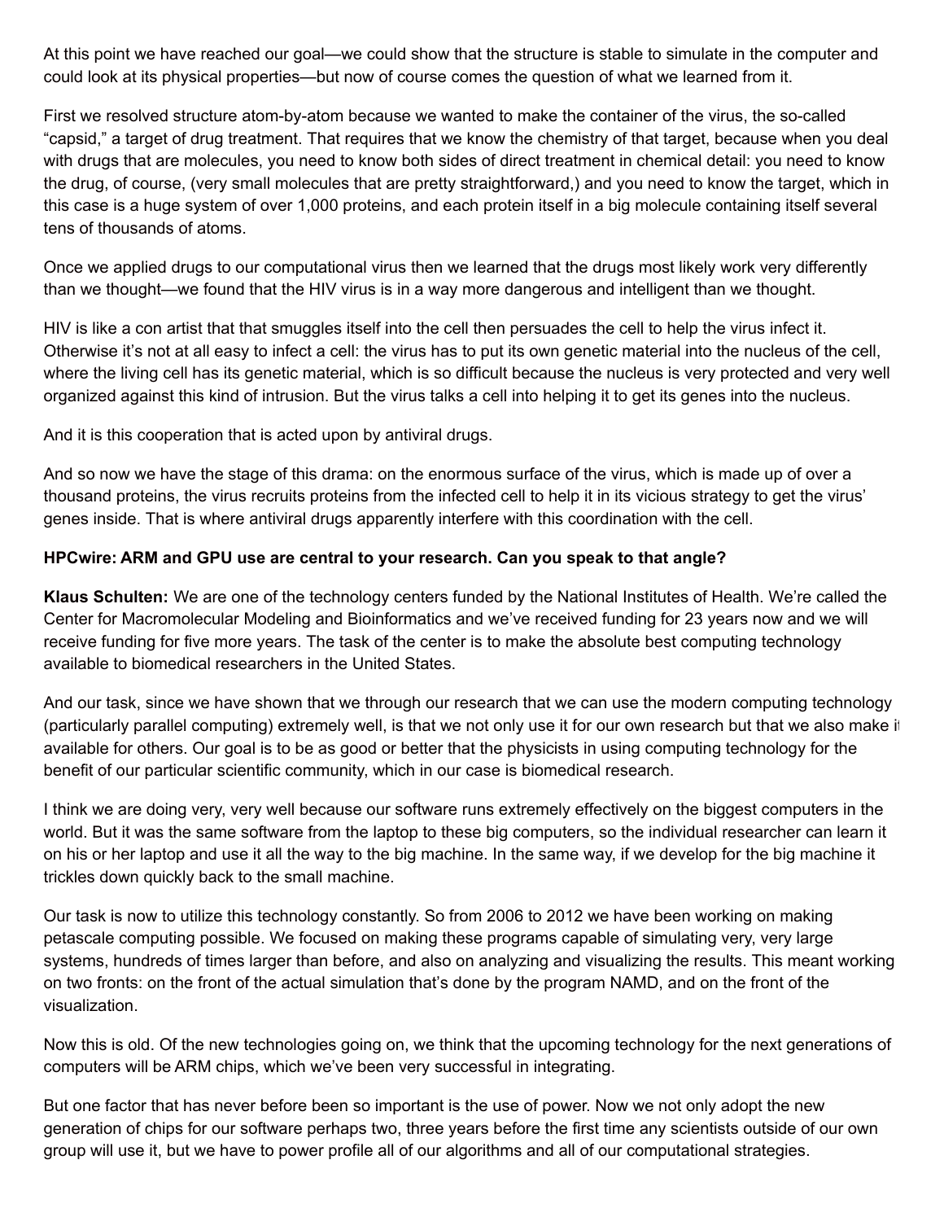At this point we have reached our goal—we could show that the structure is stable to simulate in the computer and could look at its physical properties—but now of course comes the question of what we learned from it.

First we resolved structure atom-by-atom because we wanted to make the container of the virus, the so-called "capsid," a target of drug treatment. That requires that we know the chemistry of that target, because when you deal with drugs that are molecules, you need to know both sides of direct treatment in chemical detail: you need to know the drug, of course, (very small molecules that are pretty straightforward,) and you need to know the target, which in this case is a huge system of over 1,000 proteins, and each protein itself in a big molecule containing itself several tens of thousands of atoms.

Once we applied drugs to our computational virus then we learned that the drugs most likely work very differently than we thought—we found that the HIV virus is in a way more dangerous and intelligent than we thought.

HIV is like a con artist that that smuggles itself into the cell then persuades the cell to help the virus infect it. Otherwise it's not at all easy to infect a cell: the virus has to put its own genetic material into the nucleus of the cell, where the living cell has its genetic material, which is so difficult because the nucleus is very protected and very well organized against this kind of intrusion. But the virus talks a cell into helping it to get its genes into the nucleus.

And it is this cooperation that is acted upon by antiviral drugs.

And so now we have the stage of this drama: on the enormous surface of the virus, which is made up of over a thousand proteins, the virus recruits proteins from the infected cell to help it in its vicious strategy to get the virus' genes inside. That is where antiviral drugs apparently interfere with this coordination with the cell.

**HPCwire: ARM and GPU use are central to your research. Can you speak to that angle?**

**Klaus Schulten:** We are one of the technology centers funded by the National Institutes of Health. We're called the Center for Macromolecular Modeling and Bioinformatics and we've received funding for 23 years now and we will receive funding for five more years. The task of the center is to make the absolute best computing technology available to biomedical researchers in the United States.

And our task, since we have shown that we through our research that we can use the modern computing technology (particularly parallel computing) extremely well, is that we not only use it for our own research but that we also make it available for others. Our goal is to be as good or better that the physicists in using computing technology for the benefit of our particular scientific community, which in our case is biomedical research.

I think we are doing very, very well because our software runs extremely effectively on the biggest computers in the world. But it was the same software from the laptop to these big computers, so the individual researcher can learn it on his or her laptop and use it all the way to the big machine. In the same way, if we develop for the big machine it trickles down quickly back to the small machine.

Our task is now to utilize this technology constantly. So from 2006 to 2012 we have been working on making petascale computing possible. We focused on making these programs capable of simulating very, very large systems, hundreds of times larger than before, and also on analyzing and visualizing the results. This meant working on two fronts: on the front of the actual simulation that's done by the program NAMD, and on the front of the visualization.

Now this is old. Of the new technologies going on, we think that the upcoming technology for the next generations of computers will be ARM chips, which we've been very successful in integrating.

But one factor that has never before been so important is the use of power. Now we not only adopt the new generation of chips for our software perhaps two, three years before the first time any scientists outside of our own group will use it, but we have to power profile all of our algorithms and all of our computational strategies.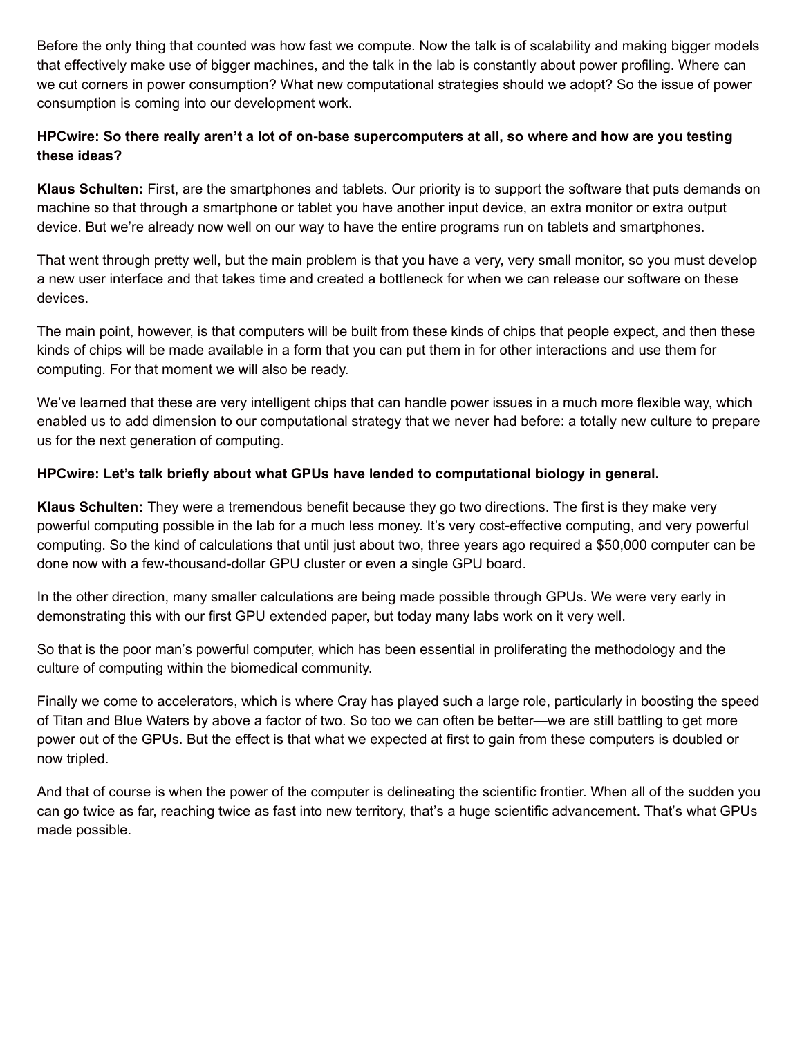Before the only thing that counted was how fast we compute. Now the talk is of scalability and making bigger models that effectively make use of bigger machines, and the talk in the lab is constantly about power profiling. Where can we cut corners in power consumption? What new computational strategies should we adopt? So the issue of power consumption is coming into our development work.

**HPCwire: So there really aren't a lot of on-base supercomputers at all, so where and how are you testing these ideas?**

**Klaus Schulten:** First, are the smartphones and tablets. Our priority is to support the software that puts demands on machine so that through a smartphone or tablet you have another input device, an extra monitor or extra output device. But we're already now well on our way to have the entire programs run on tablets and smartphones.

That went through pretty well, but the main problem is that you have a very, very small monitor, so you must develop a new user interface and that takes time and created a bottleneck for when we can release our software on these devices.

The main point, however, is that computers will be built from these kinds of chips that people expect, and then these kinds of chips will be made available in a form that you can put them in for other interactions and use them for computing. For that moment we will also be ready.

We've learned that these are very intelligent chips that can handle power issues in a much more flexible way, which enabled us to add dimension to our computational strategy that we never had before: a totally new culture to prepare us for the next generation of computing.

**HPCwire: Let's talk briefly about what GPUs have lended to computational biology in general.**

**Klaus Schulten:** They were a tremendous benefit because they go two directions. The first is they make very powerful computing possible in the lab for a much less money. It's very cost-effective computing, and very powerful computing. So the kind of calculations that until just about two, three years ago required a $50,000 computer can be done now with a few-thousand-dollar GPU cluster or even a single GPU board.

In the other direction, many smaller calculations are being made possible through GPUs. We were very early in demonstrating this with our first GPU extended paper, but today many labs work on it very well.

So that is the poor man's powerful computer, which has been essential in proliferating the methodology and the culture of computing within the biomedical community.

Finally we come to accelerators, which is where Cray has played such a large role, particularly in boosting the speed of Titan and Blue Waters by above a factor of two. So too we can often be better—we are still battling to get more power out of the GPUs. But the effect is that what we expected at first to gain from these computers is doubled or now tripled.

And that of course is when the power of the computer is delineating the scientific frontier. When all of the sudden you can go twice as far, reaching twice as fast into new territory, that's a huge scientific advancement. That's what GPUs made possible.